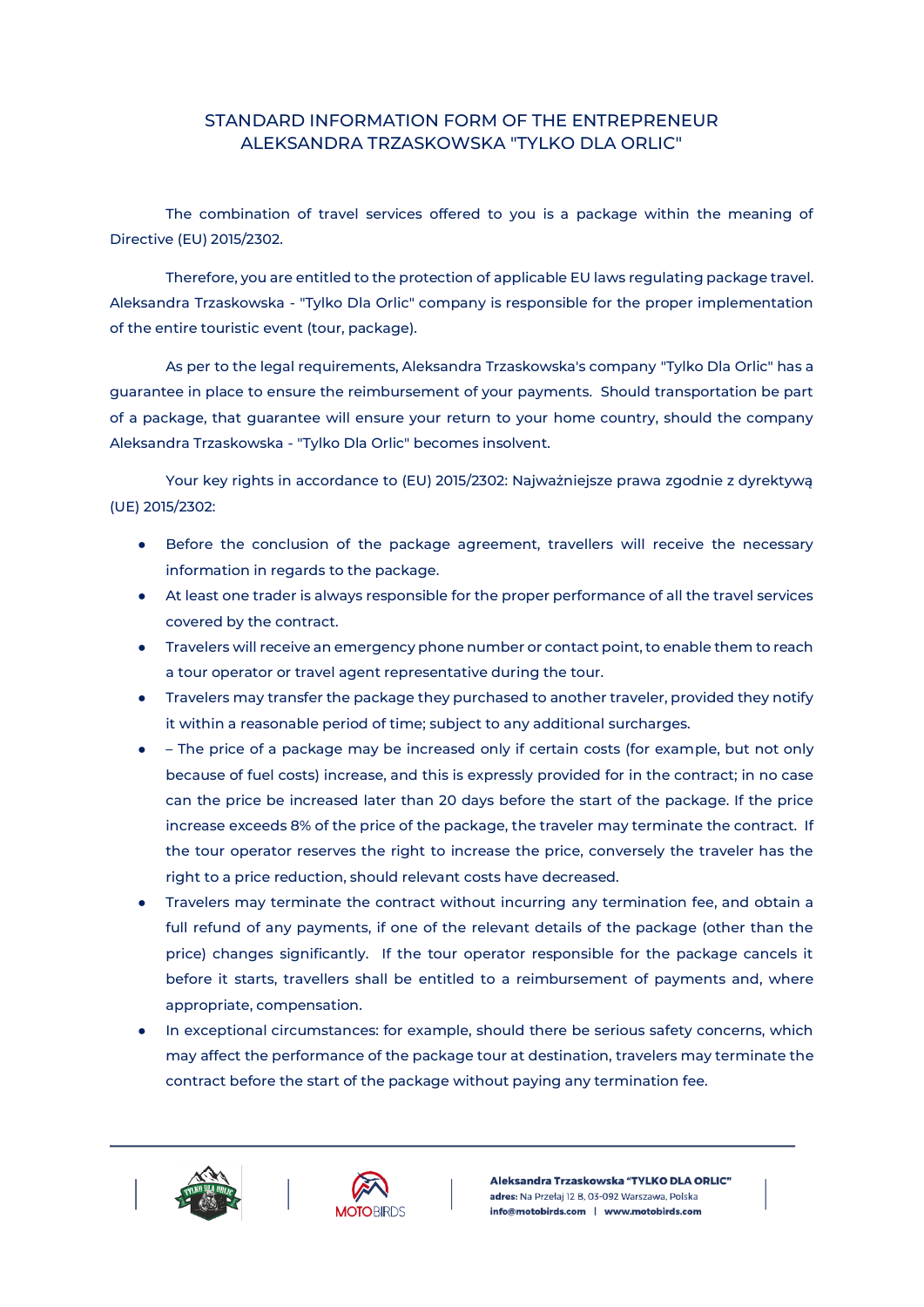# STANDARD INFORMATION FORM OF THE ENTREPRENEUR ALEKSANDRA TRZASKOWSKA "TYLKO DLA ORLIC"

The combination of travel services offered to you is a package within the meaning of Directive (EU) 2015/2302.

Therefore, you are entitled to the protection of applicable EU laws regulating package travel. Aleksandra Trzaskowska - "Tylko Dla Orlic" company is responsible for the proper implementation of the entire touristic event (tour, package).

As per to the legal requirements, Aleksandra Trzaskowska's company "Tylko Dla Orlic" has a guarantee in place to ensure the reimbursement of your payments. Should transportation be part of a package, that guarantee will ensure your return to your home country, should the company Aleksandra Trzaskowska - "Tylko Dla Orlic" becomes insolvent.

Your key rights in accordance to (EU) 2015/2302: Najważniejsze prawa zgodnie z dyrektywą (UE) 2015/2302:

- Before the conclusion of the package agreement, travellers will receive the necessary information in regards to the package.
- At least one trader is always responsible for the proper performance of all the travel services covered by the contract.
- Travelers will receive an emergency phone number or contact point, to enable them to reach a tour operator or travel agent representative during the tour.
- Travelers may transfer the package they purchased to another traveler, provided they notify it within a reasonable period of time; subject to any additional surcharges.
- – The price of a package may be increased only if certain costs (for example, but not only because of fuel costs) increase, and this is expressly provided for in the contract; in no case can the price be increased later than 20 days before the start of the package. If the price increase exceeds 8% of the price of the package, the traveler may terminate the contract. If the tour operator reserves the right to increase the price, conversely the traveler has the right to a price reduction, should relevant costs have decreased.
- Travelers may terminate the contract without incurring any termination fee, and obtain a full refund of any payments, if one of the relevant details of the package (other than the price) changes significantly. If the tour operator responsible for the package cancels it before it starts, travellers shall be entitled to a reimbursement of payments and, where appropriate, compensation.
- In exceptional circumstances: for example, should there be serious safety concerns, which may affect the performance of the package tour at destination, travelers may terminate the contract before the start of the package without paying any termination fee.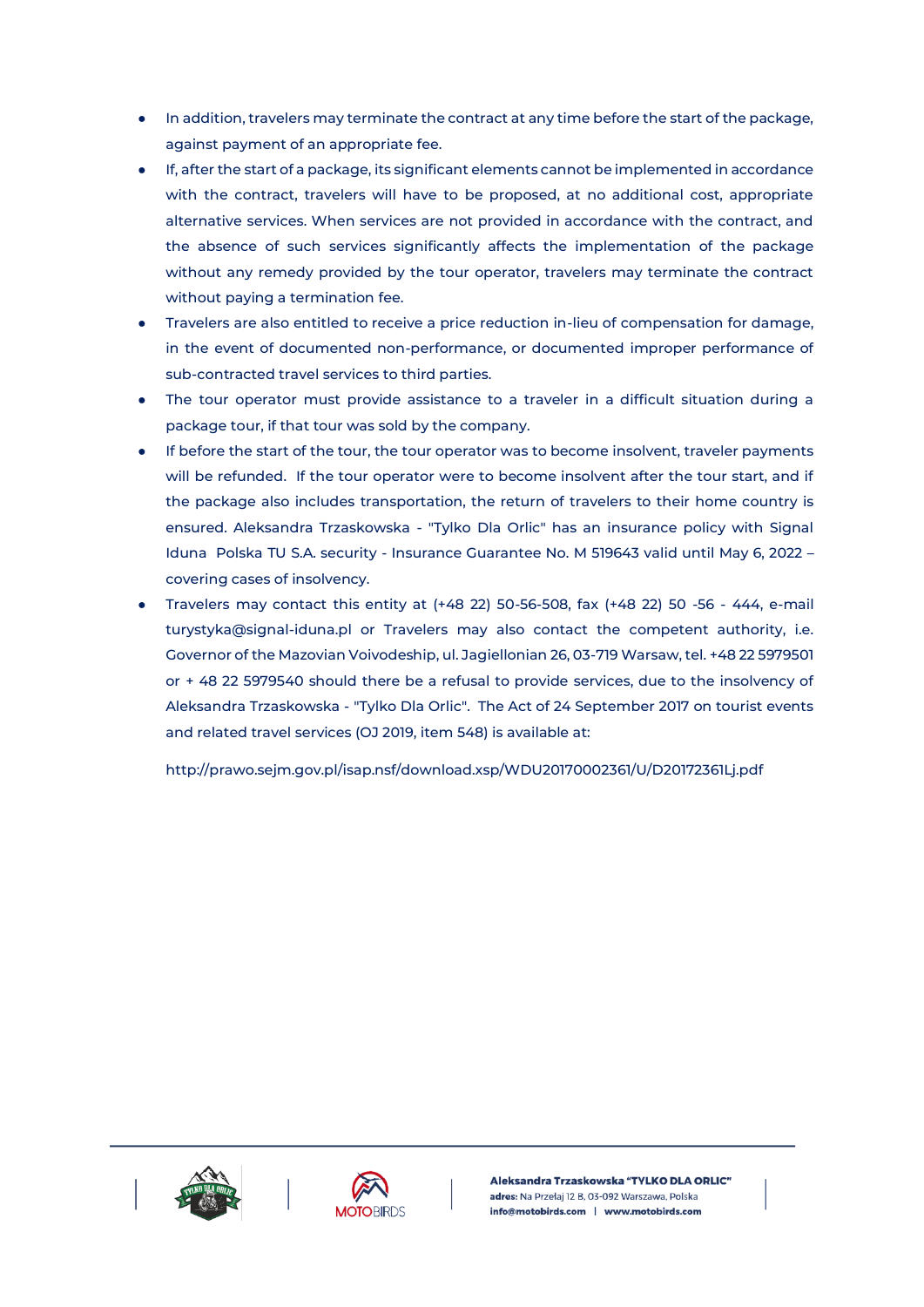- In addition, travelers may terminate the contract at any time before the start of the package, against payment of an appropriate fee.
- If, after the start of a package, its significant elements cannot be implemented in accordance with the contract, travelers will have to be proposed, at no additional cost, appropriate alternative services. When services are not provided in accordance with the contract, and the absence of such services significantly affects the implementation of the package without any remedy provided by the tour operator, travelers may terminate the contract without paying a termination fee.
- Travelers are also entitled to receive a price reduction in-lieu of compensation for damage, in the event of documented non-performance, or documented improper performance of sub-contracted travel services to third parties.
- The tour operator must provide assistance to a traveler in a difficult situation during a package tour, if that tour was sold by the company.
- If before the start of the tour, the tour operator was to become insolvent, traveler payments will be refunded. If the tour operator were to become insolvent after the tour start, and if the package also includes transportation, the return of travelers to their home country is ensured. Aleksandra Trzaskowska - "Tylko Dla Orlic" has an insurance policy with Signal Iduna Polska TU S.A. security - Insurance Guarantee No. M 519643 valid until May 6, 2022 – covering cases of insolvency.
- Travelers may contact this entity at (+48 22) 50-56-508, fax (+48 22) 50 -56 - 444, e-mail turystyka@signal-iduna.pl or Travelers may also contact the competent authority, i.e. Governor of the Mazovian Voivodeship, ul. Jagiellonian 26, 03-719 Warsaw, tel. +48 22 5979501 or + 48 22 5979540 should there be a refusal to provide services, due to the insolvency of Aleksandra Trzaskowska - "Tylko Dla Orlic". The Act of 24 September 2017 on tourist events and related travel services (OJ 2019, item 548) is available at:

  http://prawo.sejm.gov.pl/isap.nsf/download.xsp/WDU20170002361/U/D20172361Lj.pdf